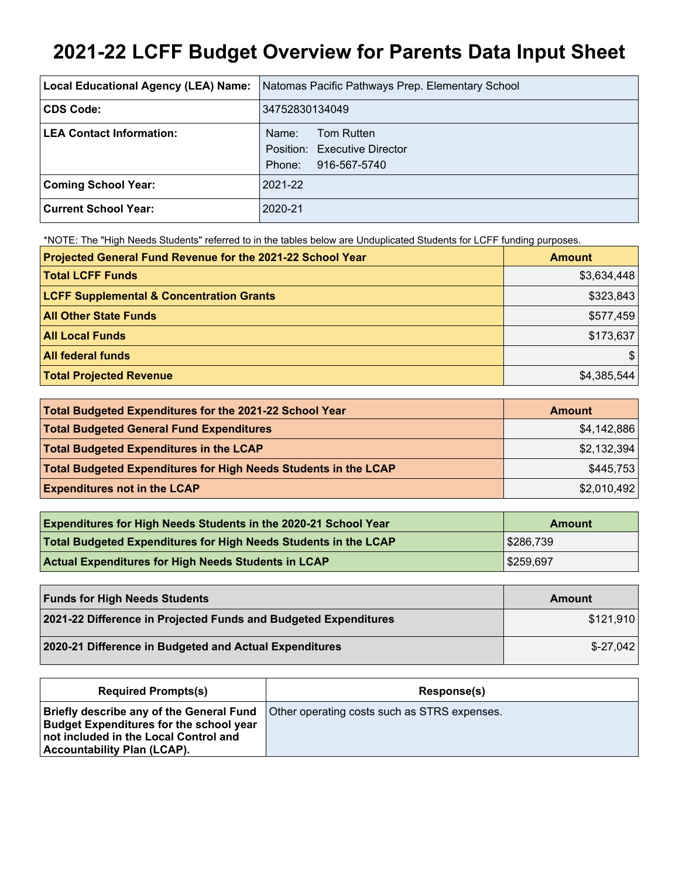# 2021-22 LCFF Budget Overview for Parents Data Input Sheet

| Local Educational Agency (LEA) Name: | Natomas Pacific Pathways Prep. Elementary School |
|---|---|
| CDS Code: | 34752830134049 |
| LEA Contact Information: | Name: Tom Rutten<br>Position: Executive Director<br>Phone: 916-567-5740 |
| Coming School Year: | 2021-22 |
| Current School Year: | 2020-21 |

*NOTE: The "High Needs Students" referred to in the tables below are Unduplicated Students for LCFF funding purposes.

| Projected General Fund Revenue for the 2021-22 School Year | Amount |
|---|---|
| Total LCFF Funds | $3,634,448 |
| LCFF Supplemental & Concentration Grants | $323,843 |
| All Other State Funds | $577,459 |
| All Local Funds | $173,637 |
| All federal funds | $ |
| Total Projected Revenue | $4,385,544 |

| Total Budgeted Expenditures for the 2021-22 School Year | Amount |
|---|---|
| Total Budgeted General Fund Expenditures | $4,142,886 |
| Total Budgeted Expenditures in the LCAP | $2,132,394 |
| Total Budgeted Expenditures for High Needs Students in the LCAP | $445,753 |
| Expenditures not in the LCAP | $2,010,492 |

| Expenditures for High Needs Students in the 2020-21 School Year | Amount |
|---|---|
| Total Budgeted Expenditures for High Needs Students in the LCAP | $286,739 |
| Actual Expenditures for High Needs Students in LCAP | $259,697 |

| Funds for High Needs Students | Amount |
|---|---|
| 2021-22 Difference in Projected Funds and Budgeted Expenditures | $121,910 |
| 2020-21 Difference in Budgeted and Actual Expenditures | $-27,042 |

| Required Prompts(s) | Response(s) |
|---|---|
| Briefly describe any of the General Fund Budget Expenditures for the school year not included in the Local Control and Accountability Plan (LCAP). | Other operating costs such as STRS expenses. |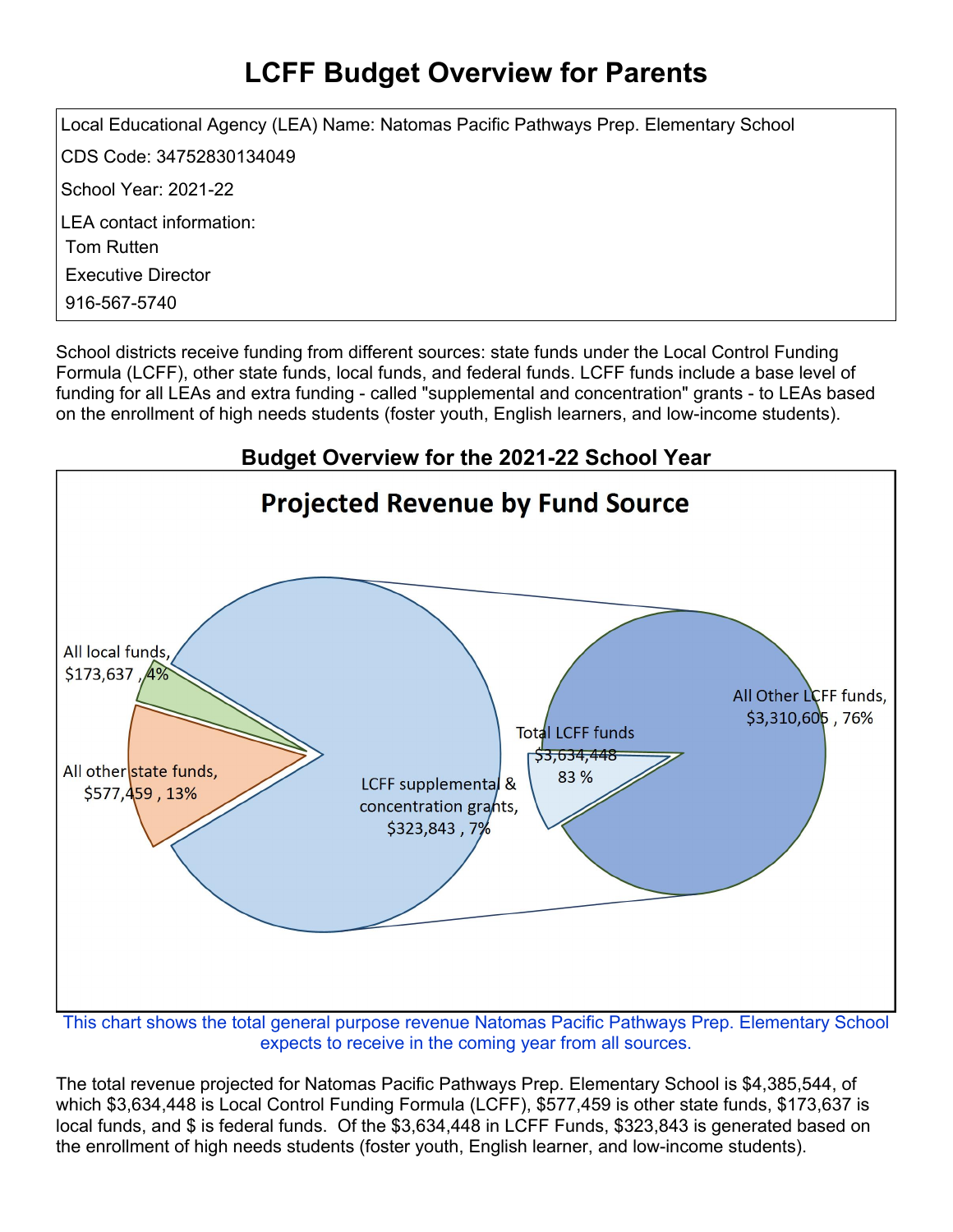# LCFF Budget Overview for Parents

Local Educational Agency (LEA) Name: Natomas Pacific Pathways Prep. Elementary School

CDS Code: 34752830134049

School Year: 2021-22

LEA contact information:

Tom Rutten

Executive Director

916-567-5740

School districts receive funding from different sources: state funds under the Local Control Funding Formula (LCFF), other state funds, local funds, and federal funds. LCFF funds include a base level of funding for all LEAs and extra funding - called "supplemental and concentration" grants - to LEAs based on the enrollment of high needs students (foster youth, English learners, and low-income students).

## Budget Overview for the 2021-22 School Year

**Projected Revenue by Fund Source**

All local funds, $173,637 , 4%

All other state funds, $577,459 , 13%

LCFF supplemental & concentration grants, $323,843 , 7%

Total LCFF funds $3,634,448 83 %

All Other LCFF funds, $3,310,605 , 76%

This chart shows the total general purpose revenue Natomas Pacific Pathways Prep. Elementary School expects to receive in the coming year from all sources.

The total revenue projected for Natomas Pacific Pathways Prep. Elementary School is $4,385,544, of which $3,634,448 is Local Control Funding Formula (LCFF), $577,459 is other state funds, $173,637 is local funds, and $ is federal funds. Of the $3,634,448 in LCFF Funds, $323,843 is generated based on the enrollment of high needs students (foster youth, English learner, and low-income students).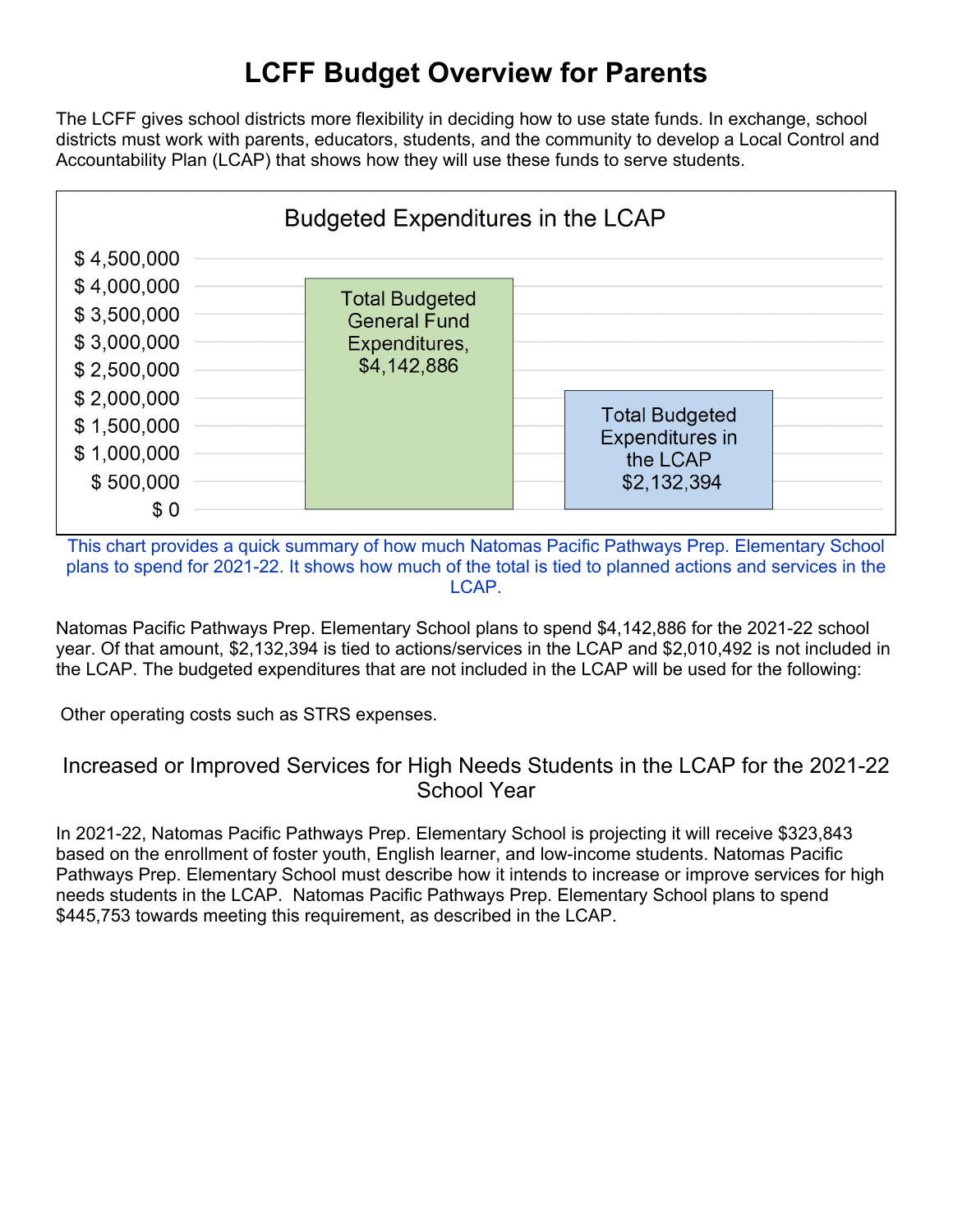# LCFF Budget Overview for Parents

The LCFF gives school districts more flexibility in deciding how to use state funds. In exchange, school districts must work with parents, educators, students, and the community to develop a Local Control and Accountability Plan (LCAP) that shows how they will use these funds to serve students.

**Budgeted Expenditures in the LCAP**

| Category | Amount |
|---|---|
| Total Budgeted General Fund Expenditures | $4,142,886 |
| Total Budgeted Expenditures in the LCAP | $2,132,394 |

This chart provides a quick summary of how much Natomas Pacific Pathways Prep. Elementary School plans to spend for 2021-22. It shows how much of the total is tied to planned actions and services in the LCAP.

Natomas Pacific Pathways Prep. Elementary School plans to spend $4,142,886 for the 2021-22 school year. Of that amount, $2,132,394 is tied to actions/services in the LCAP and $2,010,492 is not included in the LCAP. The budgeted expenditures that are not included in the LCAP will be used for the following:

Other operating costs such as STRS expenses.

## Increased or Improved Services for High Needs Students in the LCAP for the 2021-22 School Year

In 2021-22, Natomas Pacific Pathways Prep. Elementary School is projecting it will receive $323,843 based on the enrollment of foster youth, English learner, and low-income students. Natomas Pacific Pathways Prep. Elementary School must describe how it intends to increase or improve services for high needs students in the LCAP. Natomas Pacific Pathways Prep. Elementary School plans to spend $445,753 towards meeting this requirement, as described in the LCAP.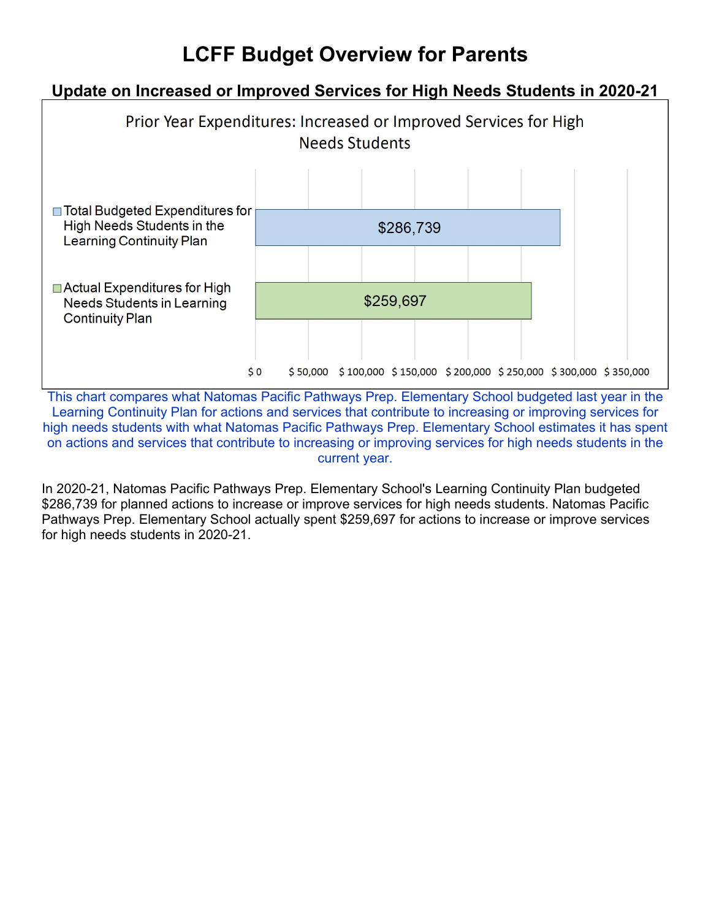# LCFF Budget Overview for Parents

## Update on Increased or Improved Services for High Needs Students in 2020-21

Prior Year Expenditures: Increased or Improved Services for High Needs Students

Total Budgeted Expenditures for High Needs Students in the Learning Continuity Plan

$286,739

Actual Expenditures for High Needs Students in Learning Continuity Plan

$259,697

$ 0 | $ 50,000 | $ 100,000 | $ 150,000 | $ 200,000 | $ 250,000 | $ 300,000 | $ 350,000

This chart compares what Natomas Pacific Pathways Prep. Elementary School budgeted last year in the Learning Continuity Plan for actions and services that contribute to increasing or improving services for high needs students with what Natomas Pacific Pathways Prep. Elementary School estimates it has spent on actions and services that contribute to increasing or improving services for high needs students in the current year.

In 2020-21, Natomas Pacific Pathways Prep. Elementary School's Learning Continuity Plan budgeted $286,739 for planned actions to increase or improve services for high needs students. Natomas Pacific Pathways Prep. Elementary School actually spent $259,697 for actions to increase or improve services for high needs students in 2020-21.